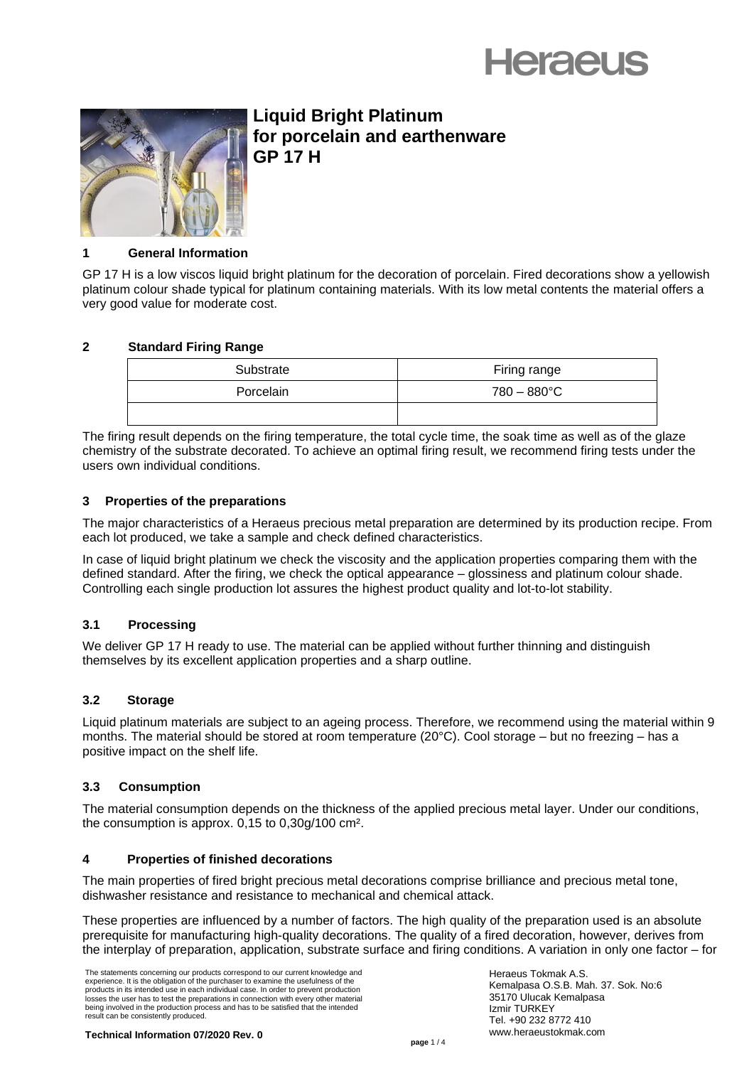Heraeus

# Liquid Bright Platinum for porcelain and earthenware GP 17 H

## 1 General Information

GP 17 H is a low viscos liquid bright platinum for the decoration of porcelain. Fired decorations show a yellowish platinum colour shade typical for platinum containing materials. With its low metal contents the material offers a very good value for moderate cost.

## 2 Standard Firing Range

| Substrate | Firing range |
|---|---|
| Porcelain | 780 – 880°C |
| | |

The firing result depends on the firing temperature, the total cycle time, the soak time as well as of the glaze chemistry of the substrate decorated. To achieve an optimal firing result, we recommend firing tests under the users own individual conditions.

## 3 Properties of the preparations

The major characteristics of a Heraeus precious metal preparation are determined by its production recipe. From each lot produced, we take a sample and check defined characteristics.

In case of liquid bright platinum we check the viscosity and the application properties comparing them with the defined standard. After the firing, we check the optical appearance – glossiness and platinum colour shade. Controlling each single production lot assures the highest product quality and lot-to-lot stability.

### 3.1 Processing

We deliver GP 17 H ready to use. The material can be applied without further thinning and distinguish themselves by its excellent application properties and a sharp outline.

### 3.2 Storage

Liquid platinum materials are subject to an ageing process. Therefore, we recommend using the material within 9 months. The material should be stored at room temperature (20°C). Cool storage – but no freezing – has a positive impact on the shelf life.

### 3.3 Consumption

The material consumption depends on the thickness of the applied precious metal layer. Under our conditions, the consumption is approx. 0,15 to 0,30g/100 cm².

## 4 Properties of finished decorations

The main properties of fired bright precious metal decorations comprise brilliance and precious metal tone, dishwasher resistance and resistance to mechanical and chemical attack.

These properties are influenced by a number of factors. The high quality of the preparation used is an absolute prerequisite for manufacturing high-quality decorations. The quality of a fired decoration, however, derives from the interplay of preparation, application, substrate surface and firing conditions. A variation in only one factor – for

The statements concerning our products correspond to our current knowledge and experience. It is the obligation of the purchaser to examine the usefulness of the products in its intended use in each individual case. In order to prevent production losses the user has to test the preparations in connection with every other material being involved in the production process and has to be satisfied that the intended result can be consistently produced.

Heraeus Tokmak A.S.
Kemalpasa O.S.B. Mah. 37. Sok. No:6
35170 Ulucak Kemalpasa
Izmir TURKEY
Tel. +90 232 8772 410
www.heraeustokmak.com

**Technical Information 07/2020 Rev. 0**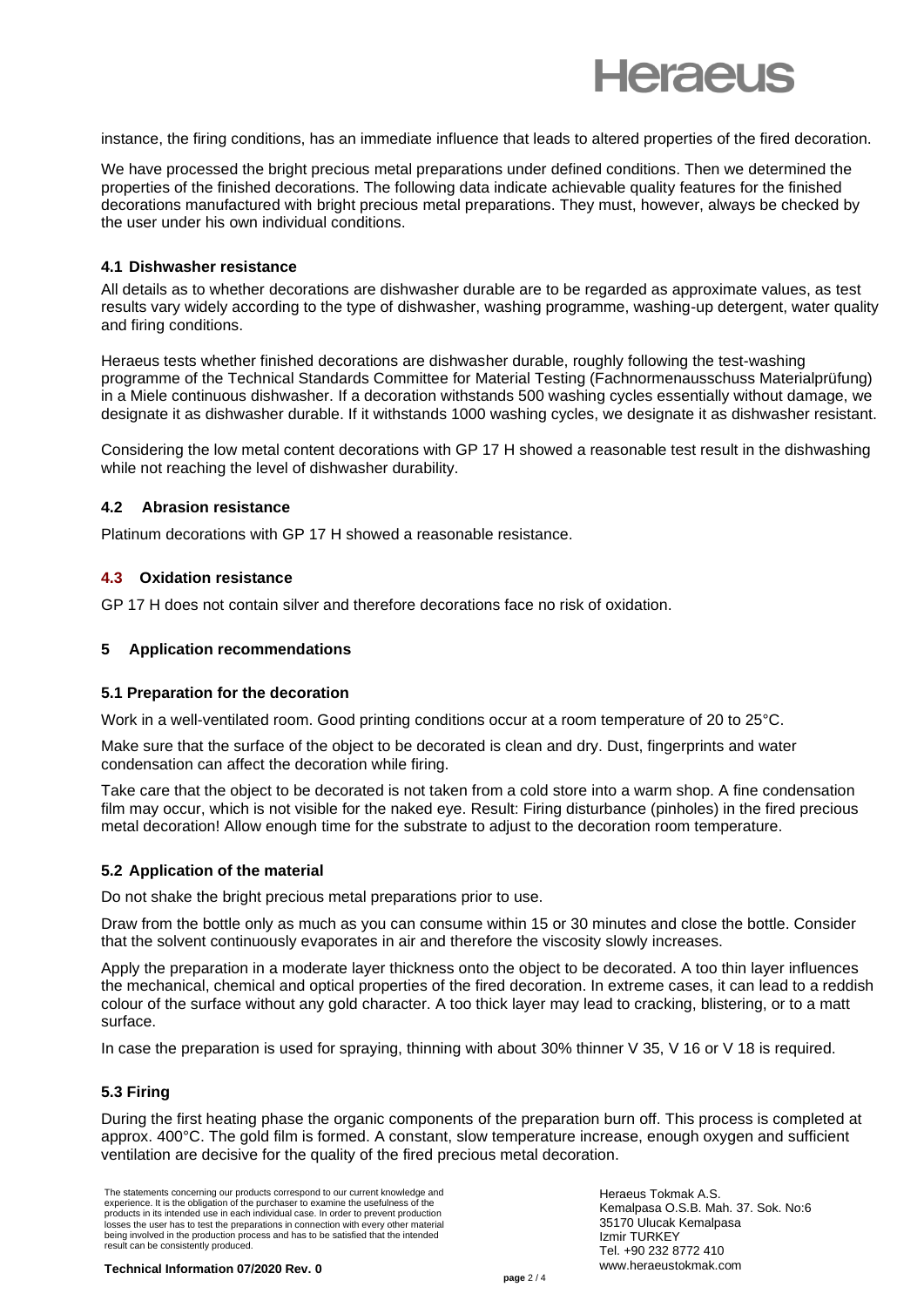instance, the firing conditions, has an immediate influence that leads to altered properties of the fired decoration.

We have processed the bright precious metal preparations under defined conditions. Then we determined the properties of the finished decorations. The following data indicate achievable quality features for the finished decorations manufactured with bright precious metal preparations. They must, however, always be checked by the user under his own individual conditions.

### 4.1 Dishwasher resistance

All details as to whether decorations are dishwasher durable are to be regarded as approximate values, as test results vary widely according to the type of dishwasher, washing programme, washing-up detergent, water quality and firing conditions.

Heraeus tests whether finished decorations are dishwasher durable, roughly following the test-washing programme of the Technical Standards Committee for Material Testing (Fachnormenausschuss Materialprüfung) in a Miele continuous dishwasher. If a decoration withstands 500 washing cycles essentially without damage, we designate it as dishwasher durable. If it withstands 1000 washing cycles, we designate it as dishwasher resistant.

Considering the low metal content decorations with GP 17 H showed a reasonable test result in the dishwashing while not reaching the level of dishwasher durability.

### 4.2 Abrasion resistance

Platinum decorations with GP 17 H showed a reasonable resistance.

### 4.3 Oxidation resistance

GP 17 H does not contain silver and therefore decorations face no risk of oxidation.

## 5 Application recommendations

### 5.1 Preparation for the decoration

Work in a well-ventilated room. Good printing conditions occur at a room temperature of 20 to 25°C.

Make sure that the surface of the object to be decorated is clean and dry. Dust, fingerprints and water condensation can affect the decoration while firing.

Take care that the object to be decorated is not taken from a cold store into a warm shop. A fine condensation film may occur, which is not visible for the naked eye. Result: Firing disturbance (pinholes) in the fired precious metal decoration! Allow enough time for the substrate to adjust to the decoration room temperature.

### 5.2 Application of the material

Do not shake the bright precious metal preparations prior to use.

Draw from the bottle only as much as you can consume within 15 or 30 minutes and close the bottle. Consider that the solvent continuously evaporates in air and therefore the viscosity slowly increases.

Apply the preparation in a moderate layer thickness onto the object to be decorated. A too thin layer influences the mechanical, chemical and optical properties of the fired decoration. In extreme cases, it can lead to a reddish colour of the surface without any gold character. A too thick layer may lead to cracking, blistering, or to a matt surface.

In case the preparation is used for spraying, thinning with about 30% thinner V 35, V 16 or V 18 is required.

### 5.3 Firing

During the first heating phase the organic components of the preparation burn off. This process is completed at approx. 400°C. The gold film is formed. A constant, slow temperature increase, enough oxygen and sufficient ventilation are decisive for the quality of the fired precious metal decoration.

The statements concerning our products correspond to our current knowledge and experience. It is the obligation of the purchaser to examine the usefulness of the products in its intended use in each individual case. In order to prevent production losses the user has to test the preparations in connection with every other material being involved in the production process and has to be satisfied that the intended result can be consistently produced.

Heraeus Tokmak A.S.
Kemalpasa O.S.B. Mah. 37. Sok. No:6
35170 Ulucak Kemalpasa
Izmir TURKEY
Tel. +90 232 8772 410
www.heraeustokmak.com

**Technical Information 07/2020 Rev. 0**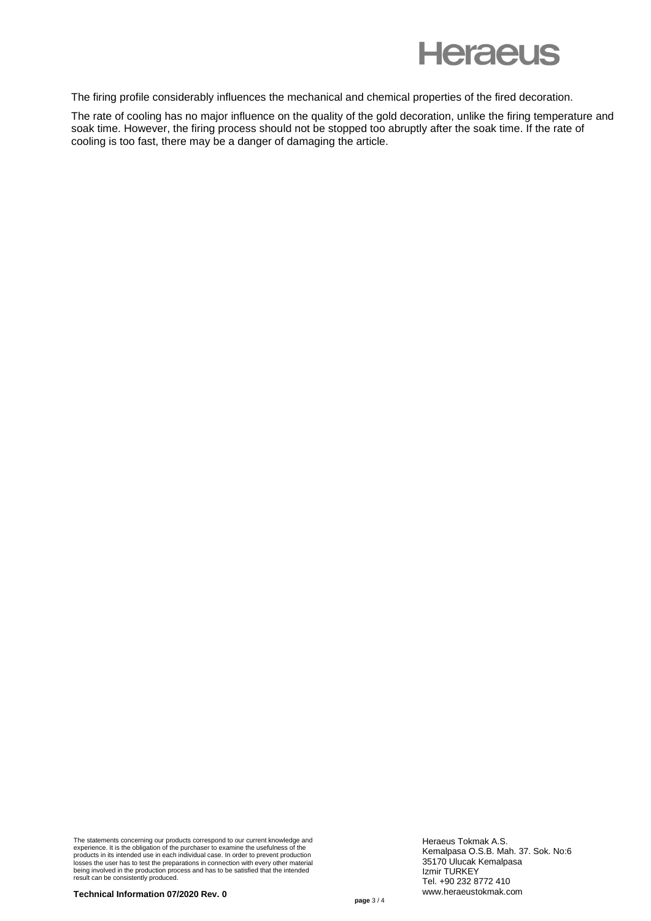The firing profile considerably influences the mechanical and chemical properties of the fired decoration.

The rate of cooling has no major influence on the quality of the gold decoration, unlike the firing temperature and soak time. However, the firing process should not be stopped too abruptly after the soak time. If the rate of cooling is too fast, there may be a danger of damaging the article.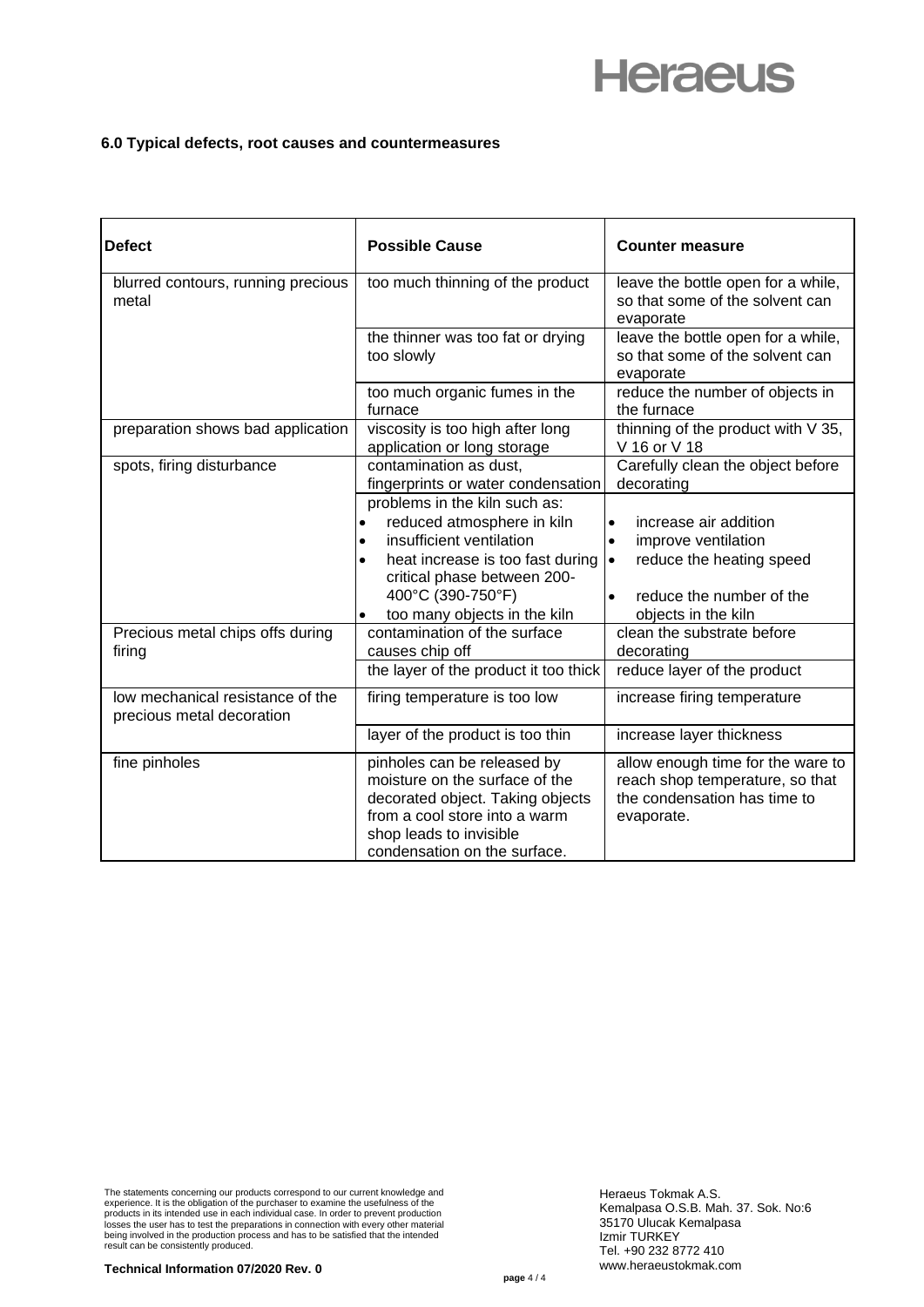### 6.0 Typical defects, root causes and countermeasures

| Defect | Possible Cause | Counter measure |
|---|---|---|
| blurred contours, running precious metal | too much thinning of the product | leave the bottle open for a while, so that some of the solvent can evaporate |
| | the thinner was too fat or drying too slowly | leave the bottle open for a while, so that some of the solvent can evaporate |
| | too much organic fumes in the furnace | reduce the number of objects in the furnace |
| preparation shows bad application | viscosity is too high after long application or long storage | thinning of the product with V 35, V 16 or V 18 |
| spots, firing disturbance | contamination as dust, fingerprints or water condensation | Carefully clean the object before decorating |
| | problems in the kiln such as:<br>• reduced atmosphere in kiln<br>• insufficient ventilation<br>• heat increase is too fast during critical phase between 200-400°C (390-750°F)<br>• too many objects in the kiln | • increase air addition<br>• improve ventilation<br>• reduce the heating speed<br>• reduce the number of the objects in the kiln |
| Precious metal chips offs during firing | contamination of the surface causes chip off | clean the substrate before decorating |
| | the layer of the product it too thick | reduce layer of the product |
| low mechanical resistance of the precious metal decoration | firing temperature is too low | increase firing temperature |
| | layer of the product is too thin | increase layer thickness |
| fine pinholes | pinholes can be released by moisture on the surface of the decorated object. Taking objects from a cool store into a warm shop leads to invisible condensation on the surface. | allow enough time for the ware to reach shop temperature, so that the condensation has time to evaporate. |

The statements concerning our products correspond to our current knowledge and experience. It is the obligation of the purchaser to examine the usefulness of the products in its intended use in each individual case. In order to prevent production losses the user has to test the preparations in connection with every other material being involved in the production process and has to be satisfied that the intended result can be consistently produced.

**Technical Information 07/2020 Rev. 0**

Heraeus Tokmak A.S.
Kemalpasa O.S.B. Mah. 37. Sok. No:6
35170 Ulucak Kemalpasa
Izmir TURKEY
Tel. +90 232 8772 410
www.heraeustokmak.com